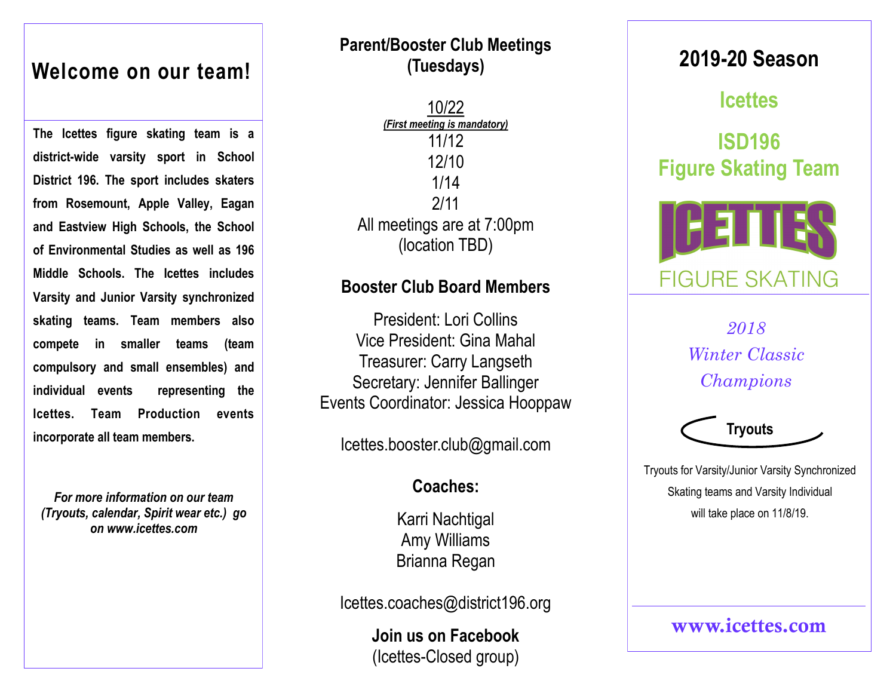# Welcome on our team!

**The Icettes figure skating team is a district-wide varsity sport in School District 196. The sport includes skaters from Rosemount, Apple Valley, Eagan and Eastview High Schools, the School of Environmental Studies as well as 196 Middle Schools. The Icettes includes Varsity and Junior Varsity synchronized skating teams. Team members also compete in smaller teams (team compulsory and small ensembles) and individual events representing the Icettes. Team Production events incorporate all team members.**

***For more information on our team (Tryouts, calendar, Spirit wear etc.) go on www.icettes.com***

## Parent/Booster Club Meetings (Tuesdays)

10/22
***(First meeting is mandatory)***
11/12
12/10
1/14
2/11
All meetings are at 7:00pm
(location TBD)

## Booster Club Board Members

President: Lori Collins
Vice President: Gina Mahal
Treasurer: Carry Langseth
Secretary: Jennifer Ballinger
Events Coordinator: Jessica Hooppaw

Icettes.booster.club@gmail.com

## Coaches:

Karri Nachtigal
Amy Williams
Brianna Regan

Icettes.coaches@district196.org

**Join us on Facebook**
(Icettes-Closed group)

# 2019-20 Season

## Icettes

## ISD196 Figure Skating Team

ICETTES
FIGURE SKATING

*2018 Winter Classic Champions*

**Tryouts**

Tryouts for Varsity/Junior Varsity Synchronized Skating teams and Varsity Individual will take place on 11/8/19.

**www.icettes.com**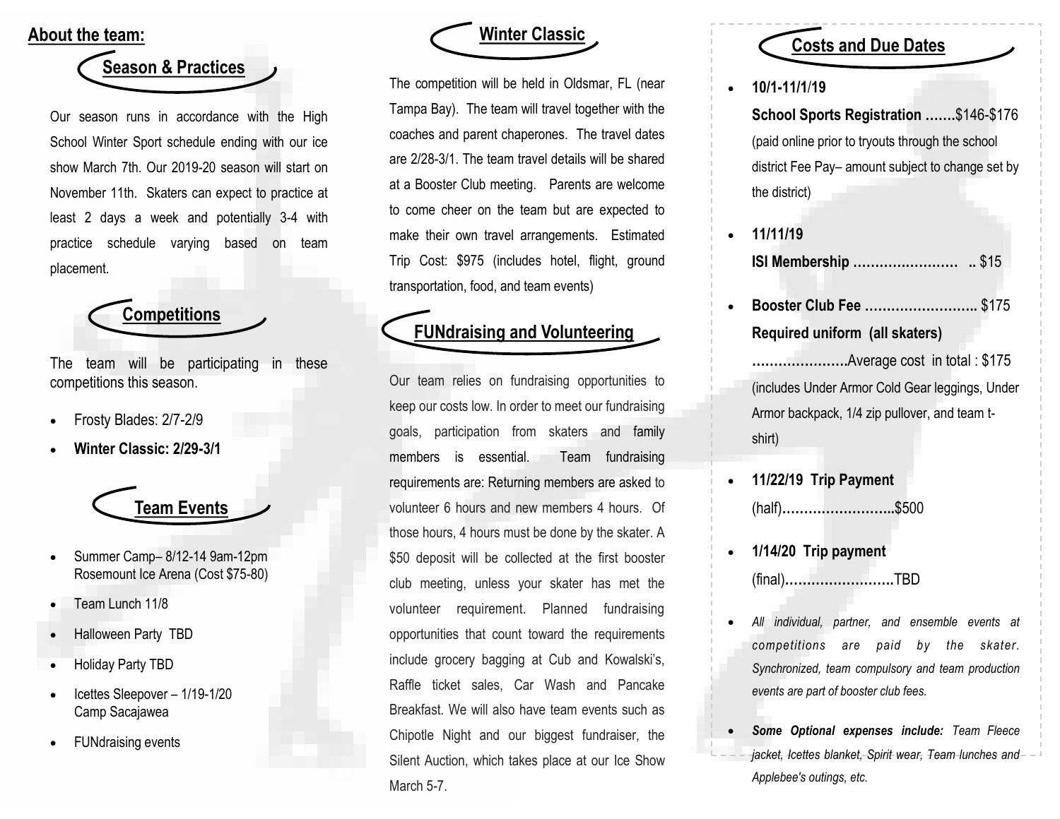## About the team:

### Season & Practices

Our season runs in accordance with the High School Winter Sport schedule ending with our ice show March 7th. Our 2019-20 season will start on November 11th. Skaters can expect to practice at least 2 days a week and potentially 3-4 with practice schedule varying based on team placement.

### Competitions

The team will be participating in these competitions this season.

- Frosty Blades: 2/7-2/9
- **Winter Classic: 2/29-3/1**

### Team Events

- Summer Camp– 8/12-14 9am-12pm Rosemount Ice Arena (Cost $75-80)
- Team Lunch 11/8
- Halloween Party TBD
- Holiday Party TBD
- Icettes Sleepover – 1/19-1/20 Camp Sacajawea
- FUNdraising events

### Winter Classic

The competition will be held in Oldsmar, FL (near Tampa Bay). The team will travel together with the coaches and parent chaperones. The travel dates are 2/28-3/1. The team travel details will be shared at a Booster Club meeting. Parents are welcome to come cheer on the team but are expected to make their own travel arrangements. Estimated Trip Cost: $975 (includes hotel, flight, ground transportation, food, and team events)

### FUNdraising and Volunteering

Our team relies on fundraising opportunities to keep our costs low. In order to meet our fundraising goals, participation from skaters and family members is essential. Team fundraising requirements are: Returning members are asked to volunteer 6 hours and new members 4 hours. Of those hours, 4 hours must be done by the skater. A $50 deposit will be collected at the first booster club meeting, unless your skater has met the volunteer requirement. Planned fundraising opportunities that count toward the requirements include grocery bagging at Cub and Kowalski's, Raffle ticket sales, Car Wash and Pancake Breakfast. We will also have team events such as Chipotle Night and our biggest fundraiser, the Silent Auction, which takes place at our Ice Show March 5-7.

### Costs and Due Dates

- **10/1-11/1/19**
  **School Sports Registration …….**$146-$176 (paid online prior to tryouts through the school district Fee Pay– amount subject to change set by the district)
- **11/11/19**
  **ISI Membership …………………… ..** $15
- **Booster Club Fee ……………………..** $175
  **Required uniform (all skaters)**
  **………………….**Average cost in total : $175 (includes Under Armor Cold Gear leggings, Under Armor backpack, 1/4 zip pullover, and team t-shirt)
- **11/22/19 Trip Payment**
  (half)**……………………..**$500
- **1/14/20 Trip payment**
  (final)**…………………….**TBD
- *All individual, partner, and ensemble events at competitions are paid by the skater. Synchronized, team compulsory and team production events are part of booster club fees.*
- ***Some Optional expenses include:** Team Fleece jacket, Icettes blanket, Spirit wear, Team lunches and Applebee's outings, etc.*